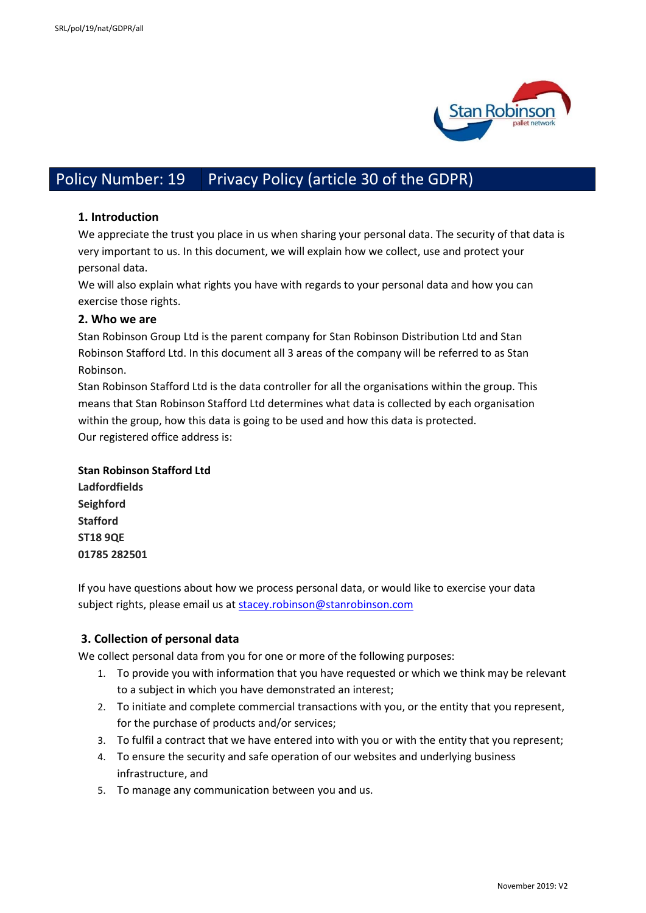# Policy Number: 19 Privacy Policy (article 30 of the GDPR)

## 1. Introduction

We appreciate the trust you place in us when sharing your personal data. The security of that data is very important to us. In this document, we will explain how we collect, use and protect your personal data.

We will also explain what rights you have with regards to your personal data and how you can exercise those rights.

## 2. Who we are

Stan Robinson Group Ltd is the parent company for Stan Robinson Distribution Ltd and Stan Robinson Stafford Ltd. In this document all 3 areas of the company will be referred to as Stan Robinson.

Stan Robinson Stafford Ltd is the data controller for all the organisations within the group. This means that Stan Robinson Stafford Ltd determines what data is collected by each organisation within the group, how this data is going to be used and how this data is protected.

Our registered office address is:

**Stan Robinson Stafford Ltd**
**Ladfordfields**
**Seighford**
**Stafford**
**ST18 9QE**
**01785 282501**

If you have questions about how we process personal data, or would like to exercise your data subject rights, please email us at stacey.robinson@stanrobinson.com

## 3. Collection of personal data

We collect personal data from you for one or more of the following purposes:

1. To provide you with information that you have requested or which we think may be relevant to a subject in which you have demonstrated an interest;
2. To initiate and complete commercial transactions with you, or the entity that you represent, for the purchase of products and/or services;
3. To fulfil a contract that we have entered into with you or with the entity that you represent;
4. To ensure the security and safe operation of our websites and underlying business infrastructure, and
5. To manage any communication between you and us.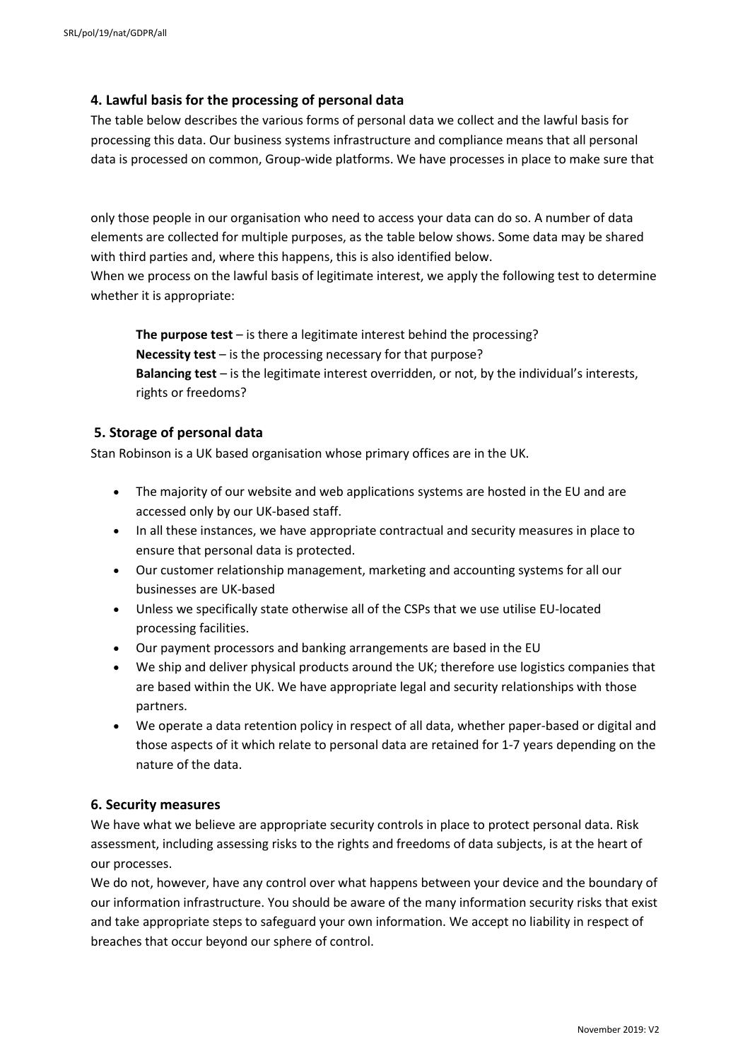## 4. Lawful basis for the processing of personal data

The table below describes the various forms of personal data we collect and the lawful basis for processing this data. Our business systems infrastructure and compliance means that all personal data is processed on common, Group-wide platforms. We have processes in place to make sure that only those people in our organisation who need to access your data can do so. A number of data elements are collected for multiple purposes, as the table below shows. Some data may be shared with third parties and, where this happens, this is also identified below.

When we process on the lawful basis of legitimate interest, we apply the following test to determine whether it is appropriate:

> **The purpose test** – is there a legitimate interest behind the processing?
> **Necessity test** – is the processing necessary for that purpose?
> **Balancing test** – is the legitimate interest overridden, or not, by the individual's interests, rights or freedoms?

## 5. Storage of personal data

Stan Robinson is a UK based organisation whose primary offices are in the UK.

- The majority of our website and web applications systems are hosted in the EU and are accessed only by our UK-based staff.
- In all these instances, we have appropriate contractual and security measures in place to ensure that personal data is protected.
- Our customer relationship management, marketing and accounting systems for all our businesses are UK-based
- Unless we specifically state otherwise all of the CSPs that we use utilise EU-located processing facilities.
- Our payment processors and banking arrangements are based in the EU
- We ship and deliver physical products around the UK; therefore use logistics companies that are based within the UK. We have appropriate legal and security relationships with those partners.
- We operate a data retention policy in respect of all data, whether paper-based or digital and those aspects of it which relate to personal data are retained for 1-7 years depending on the nature of the data.

## 6. Security measures

We have what we believe are appropriate security controls in place to protect personal data. Risk assessment, including assessing risks to the rights and freedoms of data subjects, is at the heart of our processes.

We do not, however, have any control over what happens between your device and the boundary of our information infrastructure. You should be aware of the many information security risks that exist and take appropriate steps to safeguard your own information. We accept no liability in respect of breaches that occur beyond our sphere of control.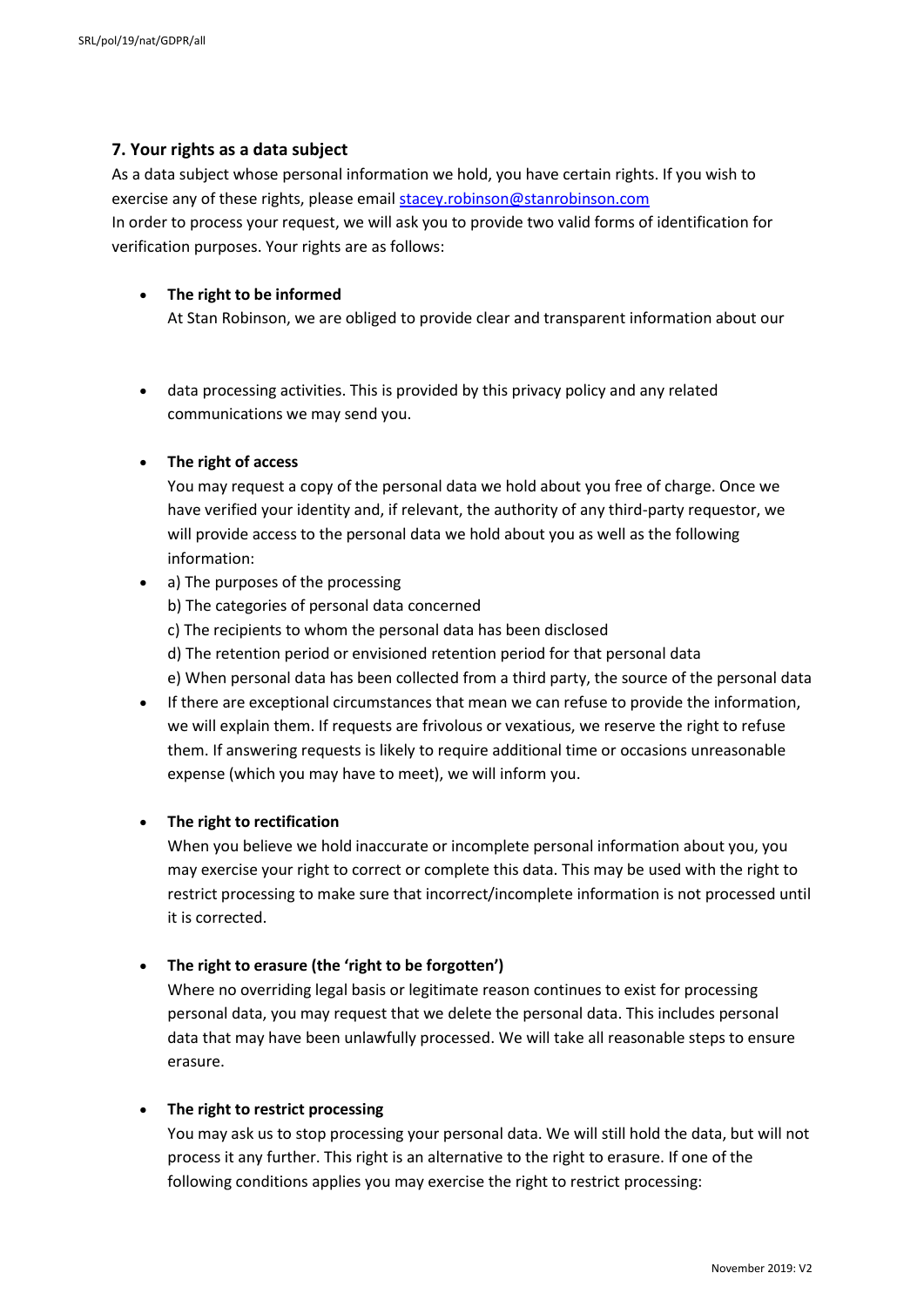## 7. Your rights as a data subject

As a data subject whose personal information we hold, you have certain rights. If you wish to exercise any of these rights, please email [stacey.robinson@stanrobinson.com](mailto:stacey.robinson@stanrobinson.com)
In order to process your request, we will ask you to provide two valid forms of identification for verification purposes. Your rights are as follows:

- **The right to be informed**
  At Stan Robinson, we are obliged to provide clear and transparent information about our

- data processing activities. This is provided by this privacy policy and any related communications we may send you.

- **The right of access**
  You may request a copy of the personal data we hold about you free of charge. Once we have verified your identity and, if relevant, the authority of any third-party requestor, we will provide access to the personal data we hold about you as well as the following information:
- a) The purposes of the processing
  b) The categories of personal data concerned
  c) The recipients to whom the personal data has been disclosed
  d) The retention period or envisioned retention period for that personal data
  e) When personal data has been collected from a third party, the source of the personal data
- If there are exceptional circumstances that mean we can refuse to provide the information, we will explain them. If requests are frivolous or vexatious, we reserve the right to refuse them. If answering requests is likely to require additional time or occasions unreasonable expense (which you may have to meet), we will inform you.

- **The right to rectification**
  When you believe we hold inaccurate or incomplete personal information about you, you may exercise your right to correct or complete this data. This may be used with the right to restrict processing to make sure that incorrect/incomplete information is not processed until it is corrected.

- **The right to erasure (the 'right to be forgotten')**
  Where no overriding legal basis or legitimate reason continues to exist for processing personal data, you may request that we delete the personal data. This includes personal data that may have been unlawfully processed. We will take all reasonable steps to ensure erasure.

- **The right to restrict processing**
  You may ask us to stop processing your personal data. We will still hold the data, but will not process it any further. This right is an alternative to the right to erasure. If one of the following conditions applies you may exercise the right to restrict processing: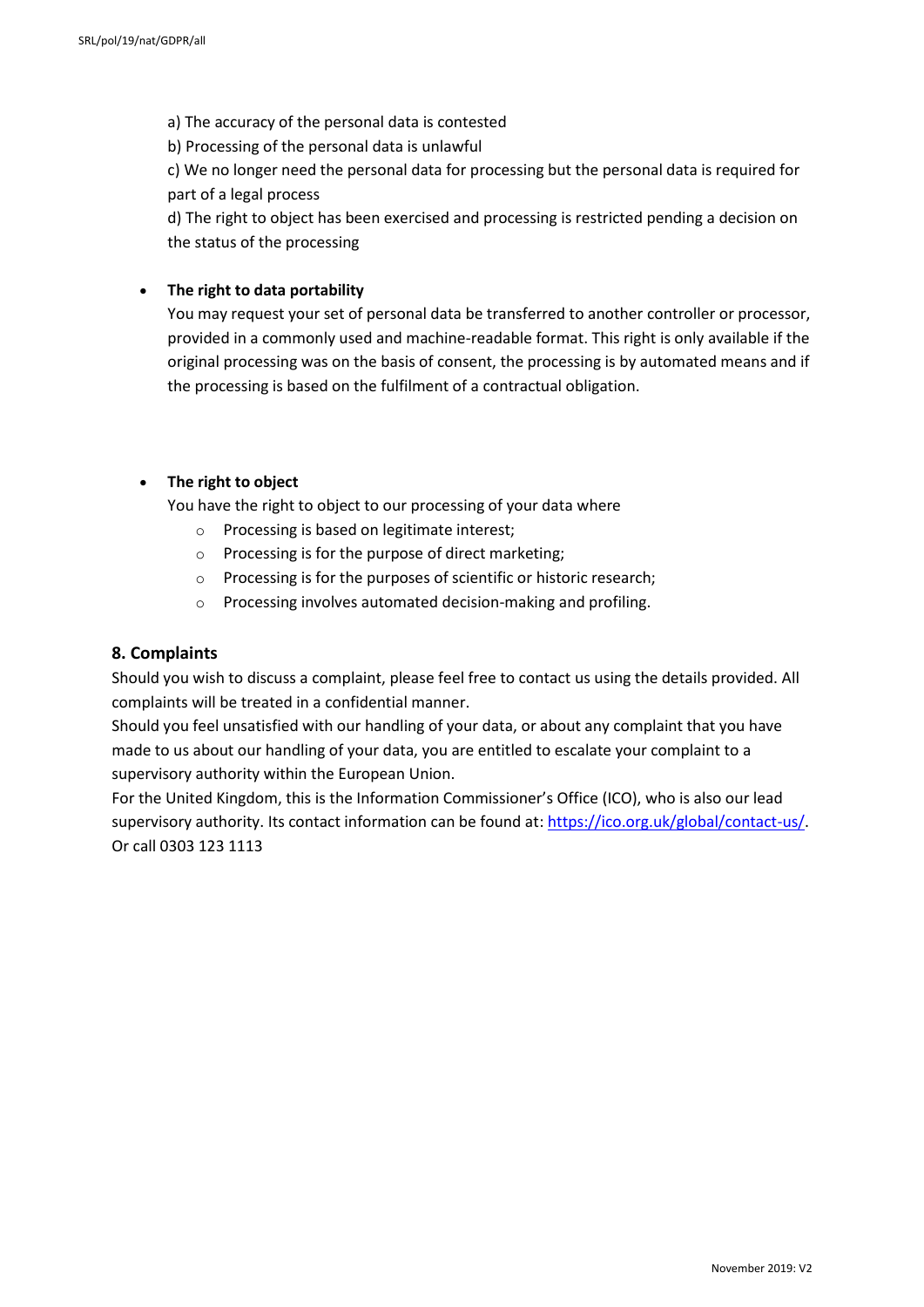a) The accuracy of the personal data is contested

b) Processing of the personal data is unlawful

c) We no longer need the personal data for processing but the personal data is required for part of a legal process

d) The right to object has been exercised and processing is restricted pending a decision on the status of the processing

- **The right to data portability**
  You may request your set of personal data be transferred to another controller or processor, provided in a commonly used and machine-readable format. This right is only available if the original processing was on the basis of consent, the processing is by automated means and if the processing is based on the fulfilment of a contractual obligation.

- **The right to object**
  You have the right to object to our processing of your data where
  - Processing is based on legitimate interest;
  - Processing is for the purpose of direct marketing;
  - Processing is for the purposes of scientific or historic research;
  - Processing involves automated decision-making and profiling.

## 8. Complaints

Should you wish to discuss a complaint, please feel free to contact us using the details provided. All complaints will be treated in a confidential manner.

Should you feel unsatisfied with our handling of your data, or about any complaint that you have made to us about our handling of your data, you are entitled to escalate your complaint to a supervisory authority within the European Union.

For the United Kingdom, this is the Information Commissioner's Office (ICO), who is also our lead supervisory authority. Its contact information can be found at: https://ico.org.uk/global/contact-us/. Or call 0303 123 1113